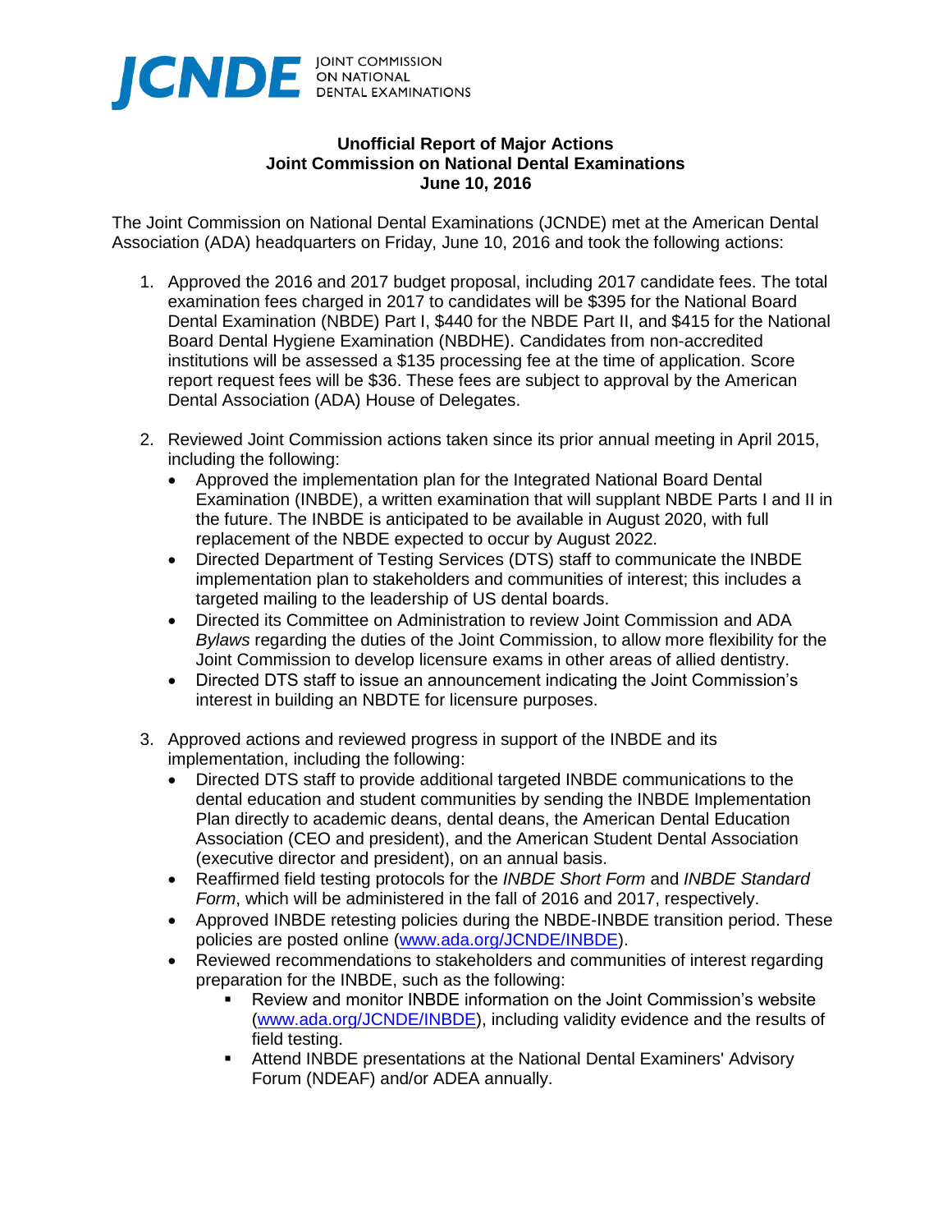**JCNDE** JOINT COMMISSION ON NATIONAL DENTAL EXAMINATIONS

**Unofficial Report of Major Actions**
**Joint Commission on National Dental Examinations**
**June 10, 2016**

The Joint Commission on National Dental Examinations (JCNDE) met at the American Dental Association (ADA) headquarters on Friday, June 10, 2016 and took the following actions:

1. Approved the 2016 and 2017 budget proposal, including 2017 candidate fees. The total examination fees charged in 2017 to candidates will be $395 for the National Board Dental Examination (NBDE) Part I, $440 for the NBDE Part II, and $415 for the National Board Dental Hygiene Examination (NBDHE). Candidates from non-accredited institutions will be assessed a $135 processing fee at the time of application. Score report request fees will be $36. These fees are subject to approval by the American Dental Association (ADA) House of Delegates.

2. Reviewed Joint Commission actions taken since its prior annual meeting in April 2015, including the following:
   - Approved the implementation plan for the Integrated National Board Dental Examination (INBDE), a written examination that will supplant NBDE Parts I and II in the future. The INBDE is anticipated to be available in August 2020, with full replacement of the NBDE expected to occur by August 2022.
   - Directed Department of Testing Services (DTS) staff to communicate the INBDE implementation plan to stakeholders and communities of interest; this includes a targeted mailing to the leadership of US dental boards.
   - Directed its Committee on Administration to review Joint Commission and ADA *Bylaws* regarding the duties of the Joint Commission, to allow more flexibility for the Joint Commission to develop licensure exams in other areas of allied dentistry.
   - Directed DTS staff to issue an announcement indicating the Joint Commission's interest in building an NBDTE for licensure purposes.

3. Approved actions and reviewed progress in support of the INBDE and its implementation, including the following:
   - Directed DTS staff to provide additional targeted INBDE communications to the dental education and student communities by sending the INBDE Implementation Plan directly to academic deans, dental deans, the American Dental Education Association (CEO and president), and the American Student Dental Association (executive director and president), on an annual basis.
   - Reaffirmed field testing protocols for the *INBDE Short Form* and *INBDE Standard Form*, which will be administered in the fall of 2016 and 2017, respectively.
   - Approved INBDE retesting policies during the NBDE-INBDE transition period. These policies are posted online (www.ada.org/JCNDE/INBDE).
   - Reviewed recommendations to stakeholders and communities of interest regarding preparation for the INBDE, such as the following:
     - Review and monitor INBDE information on the Joint Commission's website (www.ada.org/JCNDE/INBDE), including validity evidence and the results of field testing.
     - Attend INBDE presentations at the National Dental Examiners' Advisory Forum (NDEAF) and/or ADEA annually.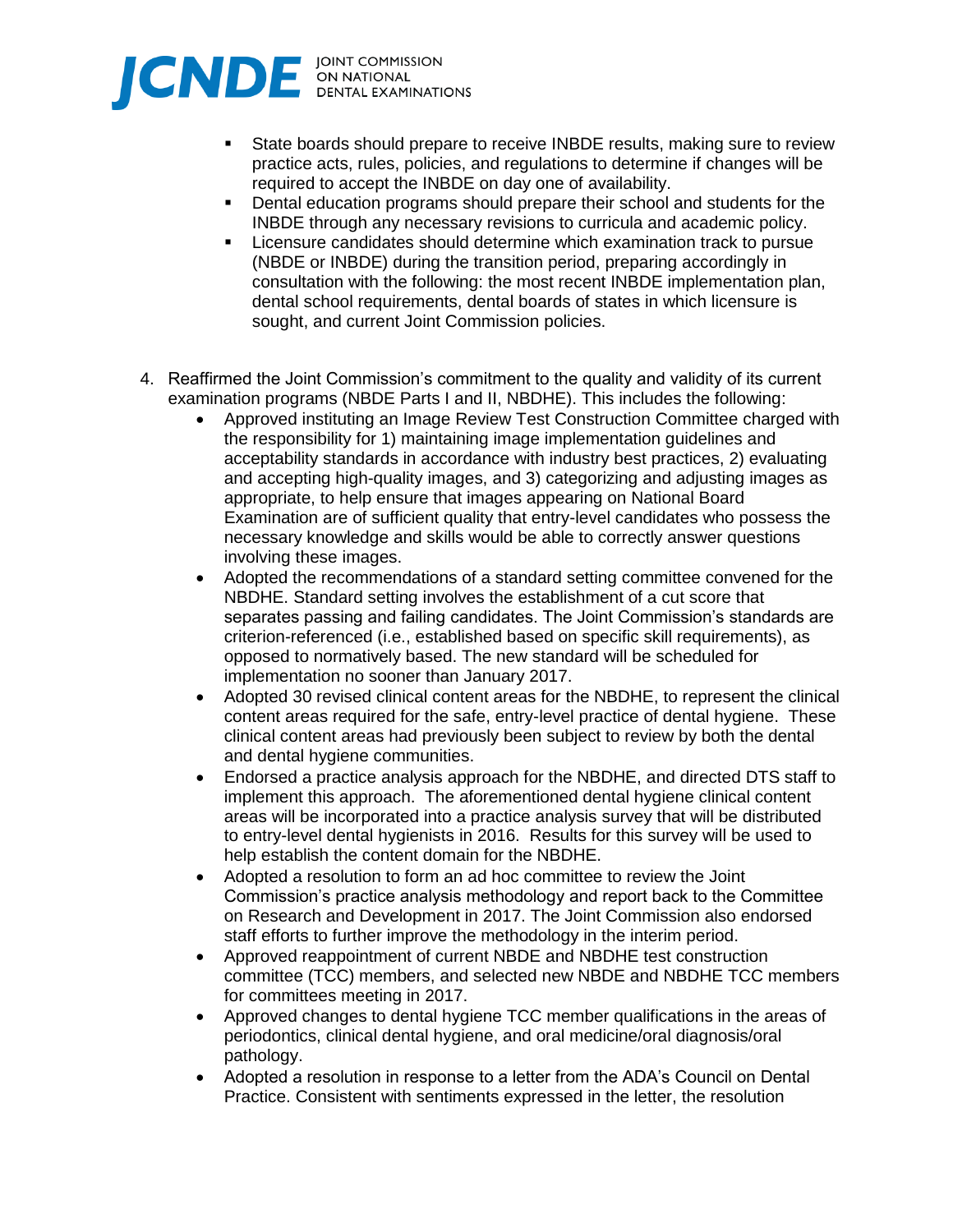- State boards should prepare to receive INBDE results, making sure to review practice acts, rules, policies, and regulations to determine if changes will be required to accept the INBDE on day one of availability.
- Dental education programs should prepare their school and students for the INBDE through any necessary revisions to curricula and academic policy.
- Licensure candidates should determine which examination track to pursue (NBDE or INBDE) during the transition period, preparing accordingly in consultation with the following: the most recent INBDE implementation plan, dental school requirements, dental boards of states in which licensure is sought, and current Joint Commission policies.

4. Reaffirmed the Joint Commission's commitment to the quality and validity of its current examination programs (NBDE Parts I and II, NBDHE). This includes the following:
   - Approved instituting an Image Review Test Construction Committee charged with the responsibility for 1) maintaining image implementation guidelines and acceptability standards in accordance with industry best practices, 2) evaluating and accepting high-quality images, and 3) categorizing and adjusting images as appropriate, to help ensure that images appearing on National Board Examination are of sufficient quality that entry-level candidates who possess the necessary knowledge and skills would be able to correctly answer questions involving these images.
   - Adopted the recommendations of a standard setting committee convened for the NBDHE. Standard setting involves the establishment of a cut score that separates passing and failing candidates. The Joint Commission's standards are criterion-referenced (i.e., established based on specific skill requirements), as opposed to normatively based. The new standard will be scheduled for implementation no sooner than January 2017.
   - Adopted 30 revised clinical content areas for the NBDHE, to represent the clinical content areas required for the safe, entry-level practice of dental hygiene. These clinical content areas had previously been subject to review by both the dental and dental hygiene communities.
   - Endorsed a practice analysis approach for the NBDHE, and directed DTS staff to implement this approach. The aforementioned dental hygiene clinical content areas will be incorporated into a practice analysis survey that will be distributed to entry-level dental hygienists in 2016. Results for this survey will be used to help establish the content domain for the NBDHE.
   - Adopted a resolution to form an ad hoc committee to review the Joint Commission's practice analysis methodology and report back to the Committee on Research and Development in 2017. The Joint Commission also endorsed staff efforts to further improve the methodology in the interim period.
   - Approved reappointment of current NBDE and NBDHE test construction committee (TCC) members, and selected new NBDE and NBDHE TCC members for committees meeting in 2017.
   - Approved changes to dental hygiene TCC member qualifications in the areas of periodontics, clinical dental hygiene, and oral medicine/oral diagnosis/oral pathology.
   - Adopted a resolution in response to a letter from the ADA's Council on Dental Practice. Consistent with sentiments expressed in the letter, the resolution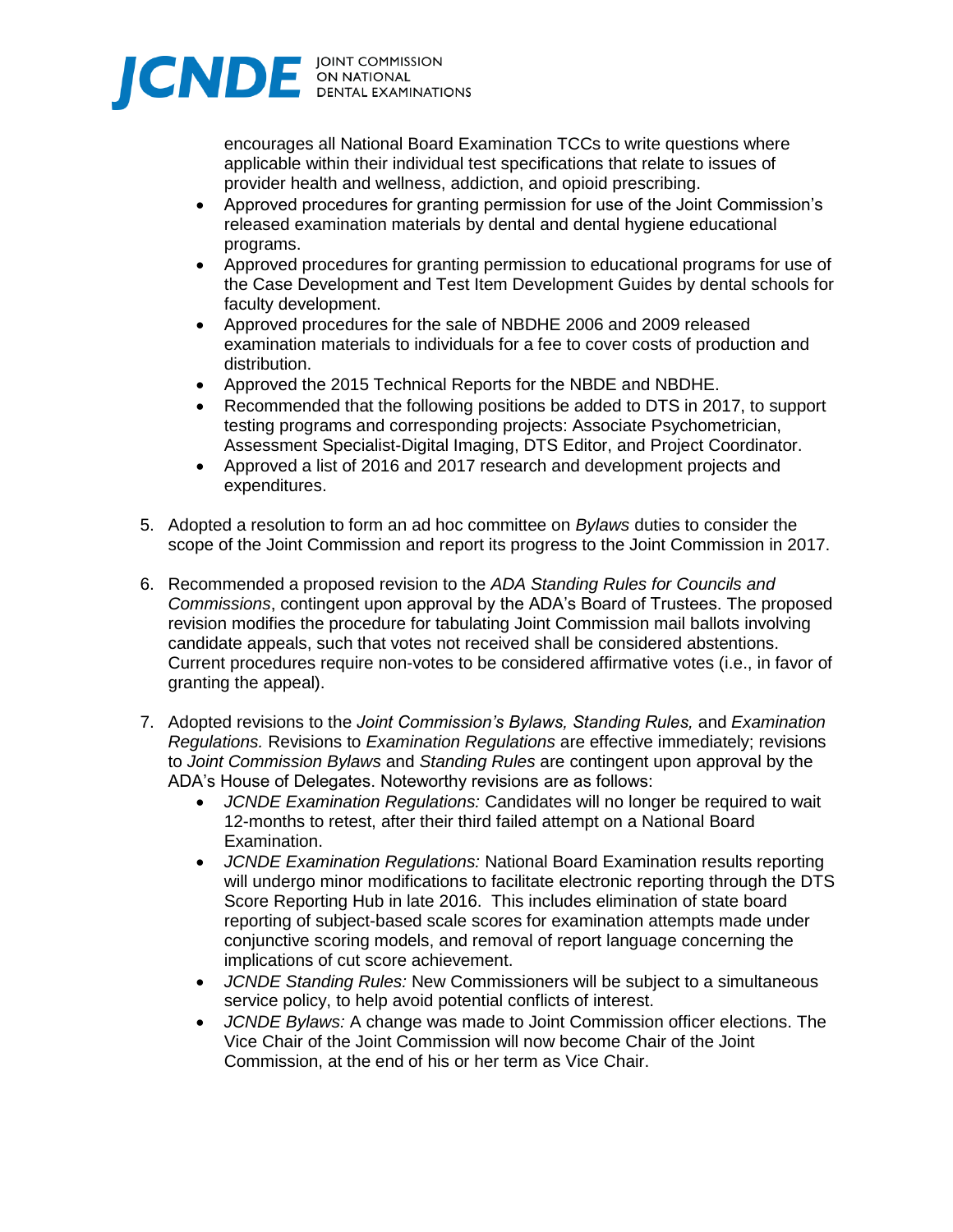encourages all National Board Examination TCCs to write questions where applicable within their individual test specifications that relate to issues of provider health and wellness, addiction, and opioid prescribing.

- Approved procedures for granting permission for use of the Joint Commission's released examination materials by dental and dental hygiene educational programs.
- Approved procedures for granting permission to educational programs for use of the Case Development and Test Item Development Guides by dental schools for faculty development.
- Approved procedures for the sale of NBDHE 2006 and 2009 released examination materials to individuals for a fee to cover costs of production and distribution.
- Approved the 2015 Technical Reports for the NBDE and NBDHE.
- Recommended that the following positions be added to DTS in 2017, to support testing programs and corresponding projects: Associate Psychometrician, Assessment Specialist-Digital Imaging, DTS Editor, and Project Coordinator.
- Approved a list of 2016 and 2017 research and development projects and expenditures.

5. Adopted a resolution to form an ad hoc committee on *Bylaws* duties to consider the scope of the Joint Commission and report its progress to the Joint Commission in 2017.

6. Recommended a proposed revision to the *ADA Standing Rules for Councils and Commissions*, contingent upon approval by the ADA's Board of Trustees. The proposed revision modifies the procedure for tabulating Joint Commission mail ballots involving candidate appeals, such that votes not received shall be considered abstentions. Current procedures require non-votes to be considered affirmative votes (i.e., in favor of granting the appeal).

7. Adopted revisions to the *Joint Commission's Bylaws, Standing Rules,* and *Examination Regulations.* Revisions to *Examination Regulations* are effective immediately; revisions to *Joint Commission Bylaws* and *Standing Rules* are contingent upon approval by the ADA's House of Delegates. Noteworthy revisions are as follows:
   - *JCNDE Examination Regulations:* Candidates will no longer be required to wait 12-months to retest, after their third failed attempt on a National Board Examination.
   - *JCNDE Examination Regulations:* National Board Examination results reporting will undergo minor modifications to facilitate electronic reporting through the DTS Score Reporting Hub in late 2016. This includes elimination of state board reporting of subject-based scale scores for examination attempts made under conjunctive scoring models, and removal of report language concerning the implications of cut score achievement.
   - *JCNDE Standing Rules:* New Commissioners will be subject to a simultaneous service policy, to help avoid potential conflicts of interest.
   - *JCNDE Bylaws:* A change was made to Joint Commission officer elections. The Vice Chair of the Joint Commission will now become Chair of the Joint Commission, at the end of his or her term as Vice Chair.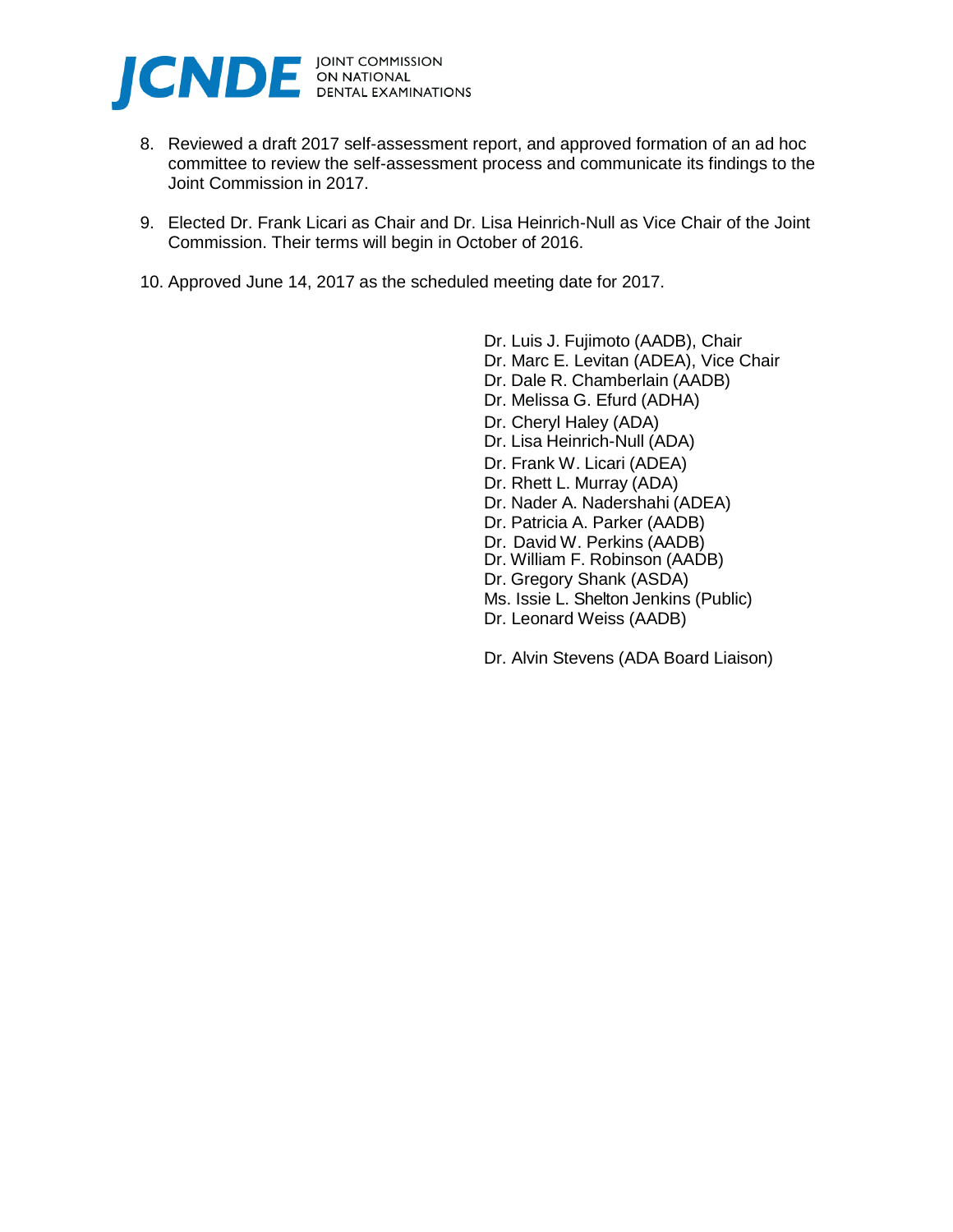8. Reviewed a draft 2017 self-assessment report, and approved formation of an ad hoc committee to review the self-assessment process and communicate its findings to the Joint Commission in 2017.

9. Elected Dr. Frank Licari as Chair and Dr. Lisa Heinrich-Null as Vice Chair of the Joint Commission. Their terms will begin in October of 2016.

10. Approved June 14, 2017 as the scheduled meeting date for 2017.

Dr. Luis J. Fujimoto (AADB), Chair
Dr. Marc E. Levitan (ADEA), Vice Chair
Dr. Dale R. Chamberlain (AADB)
Dr. Melissa G. Efurd (ADHA)
Dr. Cheryl Haley (ADA)
Dr. Lisa Heinrich-Null (ADA)
Dr. Frank W. Licari (ADEA)
Dr. Rhett L. Murray (ADA)
Dr. Nader A. Nadershahi (ADEA)
Dr. Patricia A. Parker (AADB)
Dr. David W. Perkins (AADB)
Dr. William F. Robinson (AADB)
Dr. Gregory Shank (ASDA)
Ms. Issie L. Shelton Jenkins (Public)
Dr. Leonard Weiss (AADB)

Dr. Alvin Stevens (ADA Board Liaison)